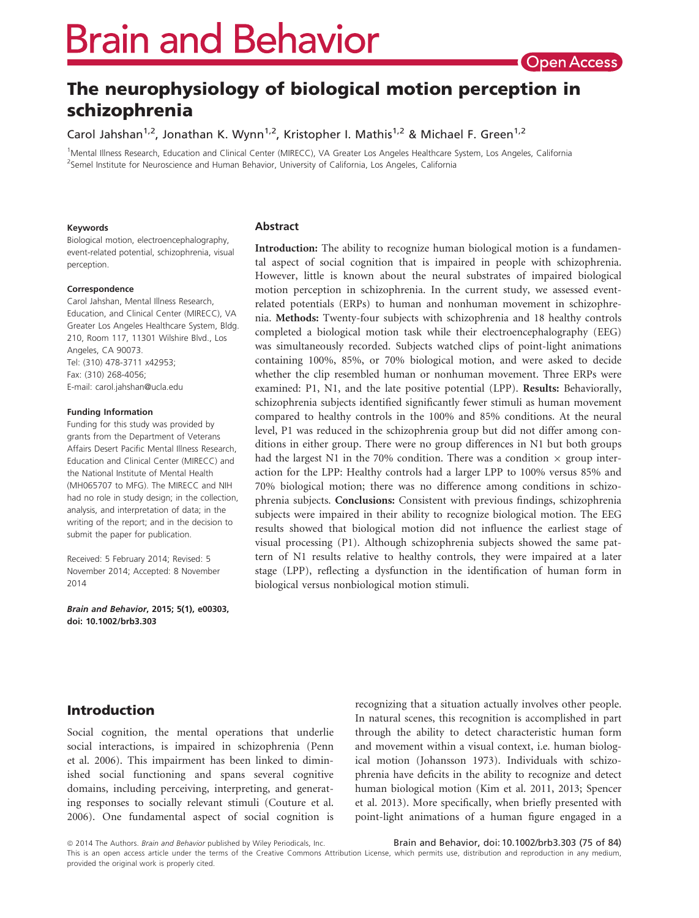# The neurophysiology of biological motion perception in schizophrenia

Carol Jahshan[1,2], Jonathan K. Wynn[1,2], Kristopher I. Mathis[1,2] & Michael F. Green[1,2]

[1]Mental Illness Research, Education and Clinical Center (MIRECC), VA Greater Los Angeles Healthcare System, Los Angeles, California
[2]Semel Institute for Neuroscience and Human Behavior, University of California, Los Angeles, California

#### Keywords

Biological motion, electroencephalography, event-related potential, schizophrenia, visual perception.

#### Correspondence

Carol Jahshan, Mental Illness Research, Education, and Clinical Center (MIRECC), VA Greater Los Angeles Healthcare System, Bldg. 210, Room 117, 11301 Wilshire Blvd., Los Angeles, CA 90073.
Tel: (310) 478-3711 x42953;
Fax: (310) 268-4056;
E-mail: carol.jahshan@ucla.edu

#### Funding Information

Funding for this study was provided by grants from the Department of Veterans Affairs Desert Pacific Mental Illness Research, Education and Clinical Center (MIRECC) and the National Institute of Mental Health (MH065707 to MFG). The MIRECC and NIH had no role in study design; in the collection, analysis, and interpretation of data; in the writing of the report; and in the decision to submit the paper for publication.

Received: 5 February 2014; Revised: 5 November 2014; Accepted: 8 November 2014

***Brain and Behavior*, 2015; 5(1), e00303, doi: 10.1002/brb3.303**

## Abstract

**Introduction:** The ability to recognize human biological motion is a fundamental aspect of social cognition that is impaired in people with schizophrenia. However, little is known about the neural substrates of impaired biological motion perception in schizophrenia. In the current study, we assessed event-related potentials (ERPs) to human and nonhuman movement in schizophrenia. **Methods:** Twenty-four subjects with schizophrenia and 18 healthy controls completed a biological motion task while their electroencephalography (EEG) was simultaneously recorded. Subjects watched clips of point-light animations containing 100%, 85%, or 70% biological motion, and were asked to decide whether the clip resembled human or nonhuman movement. Three ERPs were examined: P1, N1, and the late positive potential (LPP). **Results:** Behaviorally, schizophrenia subjects identified significantly fewer stimuli as human movement compared to healthy controls in the 100% and 85% conditions. At the neural level, P1 was reduced in the schizophrenia group but did not differ among conditions in either group. There were no group differences in N1 but both groups had the largest N1 in the 70% condition. There was a condition × group interaction for the LPP: Healthy controls had a larger LPP to 100% versus 85% and 70% biological motion; there was no difference among conditions in schizophrenia subjects. **Conclusions:** Consistent with previous findings, schizophrenia subjects were impaired in their ability to recognize biological motion. The EEG results showed that biological motion did not influence the earliest stage of visual processing (P1). Although schizophrenia subjects showed the same pattern of N1 results relative to healthy controls, they were impaired at a later stage (LPP), reflecting a dysfunction in the identification of human form in biological versus nonbiological motion stimuli.

## Introduction

Social cognition, the mental operations that underlie social interactions, is impaired in schizophrenia (Penn et al. 2006). This impairment has been linked to diminished social functioning and spans several cognitive domains, including perceiving, interpreting, and generating responses to socially relevant stimuli (Couture et al. 2006). One fundamental aspect of social cognition is recognizing that a situation actually involves other people. In natural scenes, this recognition is accomplished in part through the ability to detect characteristic human form and movement within a visual context, i.e. human biological motion (Johansson 1973). Individuals with schizophrenia have deficits in the ability to recognize and detect human biological motion (Kim et al. 2011, 2013; Spencer et al. 2013). More specifically, when briefly presented with point-light animations of a human figure engaged in a

© 2014 The Authors. *Brain and Behavior* published by Wiley Periodicals, Inc.
This is an open access article under the terms of the Creative Commons Attribution License, which permits use, distribution and reproduction in any medium, provided the original work is properly cited.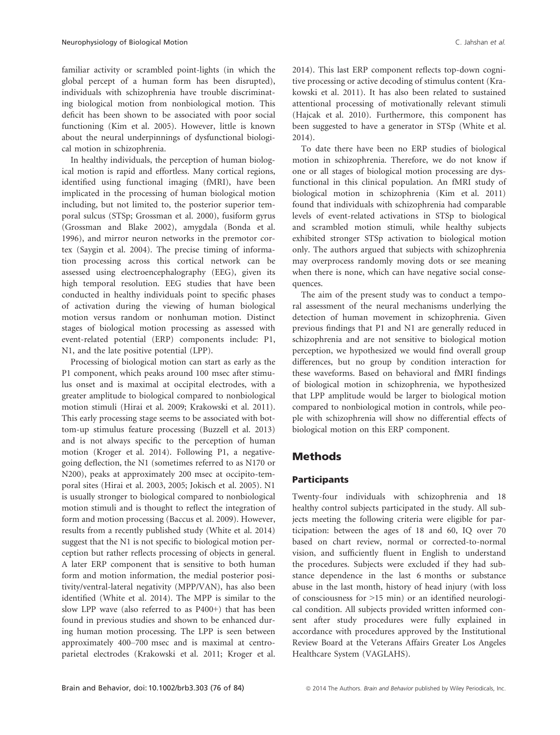familiar activity or scrambled point-lights (in which the global percept of a human form has been disrupted), individuals with schizophrenia have trouble discriminating biological motion from nonbiological motion. This deficit has been shown to be associated with poor social functioning (Kim et al. 2005). However, little is known about the neural underpinnings of dysfunctional biological motion in schizophrenia.

In healthy individuals, the perception of human biological motion is rapid and effortless. Many cortical regions, identified using functional imaging (fMRI), have been implicated in the processing of human biological motion including, but not limited to, the posterior superior temporal sulcus (STSp; Grossman et al. 2000), fusiform gyrus (Grossman and Blake 2002), amygdala (Bonda et al. 1996), and mirror neuron networks in the premotor cortex (Saygin et al. 2004). The precise timing of information processing across this cortical network can be assessed using electroencephalography (EEG), given its high temporal resolution. EEG studies that have been conducted in healthy individuals point to specific phases of activation during the viewing of human biological motion versus random or nonhuman motion. Distinct stages of biological motion processing as assessed with event-related potential (ERP) components include: P1, N1, and the late positive potential (LPP).

Processing of biological motion can start as early as the P1 component, which peaks around 100 msec after stimulus onset and is maximal at occipital electrodes, with a greater amplitude to biological compared to nonbiological motion stimuli (Hirai et al. 2009; Krakowski et al. 2011). This early processing stage seems to be associated with bottom-up stimulus feature processing (Buzzell et al. 2013) and is not always specific to the perception of human motion (Kroger et al. 2014). Following P1, a negative-going deflection, the N1 (sometimes referred to as N170 or N200), peaks at approximately 200 msec at occipito-temporal sites (Hirai et al. 2003, 2005; Jokisch et al. 2005). N1 is usually stronger to biological compared to nonbiological motion stimuli and is thought to reflect the integration of form and motion processing (Baccus et al. 2009). However, results from a recently published study (White et al. 2014) suggest that the N1 is not specific to biological motion perception but rather reflects processing of objects in general. A later ERP component that is sensitive to both human form and motion information, the medial posterior positivity/ventral-lateral negativity (MPP/VAN), has also been identified (White et al. 2014). The MPP is similar to the slow LPP wave (also referred to as P400+) that has been found in previous studies and shown to be enhanced during human motion processing. The LPP is seen between approximately 400–700 msec and is maximal at centro-parietal electrodes (Krakowski et al. 2011; Kroger et al. 2014). This last ERP component reflects top-down cognitive processing or active decoding of stimulus content (Krakowski et al. 2011). It has also been related to sustained attentional processing of motivationally relevant stimuli (Hajcak et al. 2010). Furthermore, this component has been suggested to have a generator in STSp (White et al. 2014).

To date there have been no ERP studies of biological motion in schizophrenia. Therefore, we do not know if one or all stages of biological motion processing are dysfunctional in this clinical population. An fMRI study of biological motion in schizophrenia (Kim et al. 2011) found that individuals with schizophrenia had comparable levels of event-related activations in STSp to biological and scrambled motion stimuli, while healthy subjects exhibited stronger STSp activation to biological motion only. The authors argued that subjects with schizophrenia may overprocess randomly moving dots or see meaning when there is none, which can have negative social consequences.

The aim of the present study was to conduct a temporal assessment of the neural mechanisms underlying the detection of human movement in schizophrenia. Given previous findings that P1 and N1 are generally reduced in schizophrenia and are not sensitive to biological motion perception, we hypothesized we would find overall group differences, but no group by condition interaction for these waveforms. Based on behavioral and fMRI findings of biological motion in schizophrenia, we hypothesized that LPP amplitude would be larger to biological motion compared to nonbiological motion in controls, while people with schizophrenia will show no differential effects of biological motion on this ERP component.

## Methods

### Participants

Twenty-four individuals with schizophrenia and 18 healthy control subjects participated in the study. All subjects meeting the following criteria were eligible for participation: between the ages of 18 and 60, IQ over 70 based on chart review, normal or corrected-to-normal vision, and sufficiently fluent in English to understand the procedures. Subjects were excluded if they had substance dependence in the last 6 months or substance abuse in the last month, history of head injury (with loss of consciousness for >15 min) or an identified neurological condition. All subjects provided written informed consent after study procedures were fully explained in accordance with procedures approved by the Institutional Review Board at the Veterans Affairs Greater Los Angeles Healthcare System (VAGLAHS).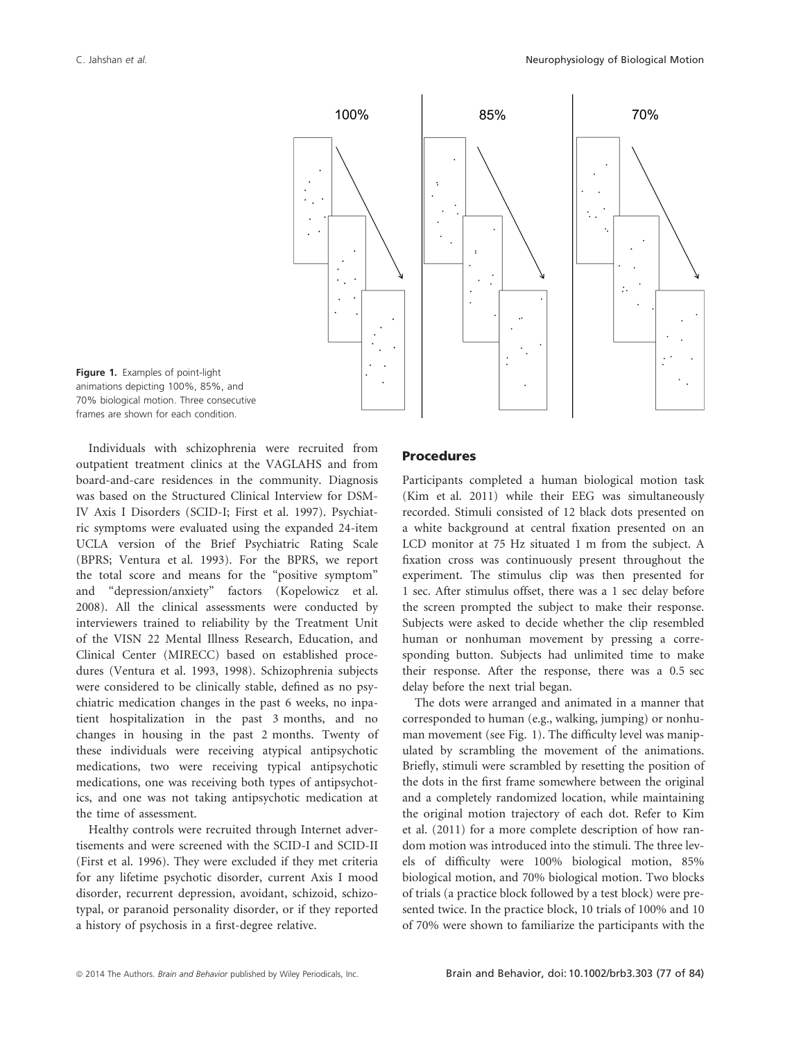Figure 1. Examples of point-light animations depicting 100%, 85%, and 70% biological motion. Three consecutive frames are shown for each condition.

Individuals with schizophrenia were recruited from outpatient treatment clinics at the VAGLAHS and from board-and-care residences in the community. Diagnosis was based on the Structured Clinical Interview for DSM-IV Axis I Disorders (SCID-I; First et al. 1997). Psychiatric symptoms were evaluated using the expanded 24-item UCLA version of the Brief Psychiatric Rating Scale (BPRS; Ventura et al. 1993). For the BPRS, we report the total score and means for the "positive symptom" and "depression/anxiety" factors (Kopelowicz et al. 2008). All the clinical assessments were conducted by interviewers trained to reliability by the Treatment Unit of the VISN 22 Mental Illness Research, Education, and Clinical Center (MIRECC) based on established procedures (Ventura et al. 1993, 1998). Schizophrenia subjects were considered to be clinically stable, defined as no psychiatric medication changes in the past 6 weeks, no inpatient hospitalization in the past 3 months, and no changes in housing in the past 2 months. Twenty of these individuals were receiving atypical antipsychotic medications, two were receiving typical antipsychotic medications, one was receiving both types of antipsychotics, and one was not taking antipsychotic medication at the time of assessment.

Healthy controls were recruited through Internet advertisements and were screened with the SCID-I and SCID-II (First et al. 1996). They were excluded if they met criteria for any lifetime psychotic disorder, current Axis I mood disorder, recurrent depression, avoidant, schizoid, schizotypal, or paranoid personality disorder, or if they reported a history of psychosis in a first-degree relative.

## Procedures

Participants completed a human biological motion task (Kim et al. 2011) while their EEG was simultaneously recorded. Stimuli consisted of 12 black dots presented on a white background at central fixation presented on an LCD monitor at 75 Hz situated 1 m from the subject. A fixation cross was continuously present throughout the experiment. The stimulus clip was then presented for 1 sec. After stimulus offset, there was a 1 sec delay before the screen prompted the subject to make their response. Subjects were asked to decide whether the clip resembled human or nonhuman movement by pressing a corresponding button. Subjects had unlimited time to make their response. After the response, there was a 0.5 sec delay before the next trial began.

The dots were arranged and animated in a manner that corresponded to human (e.g., walking, jumping) or nonhuman movement (see Fig. 1). The difficulty level was manipulated by scrambling the movement of the animations. Briefly, stimuli were scrambled by resetting the position of the dots in the first frame somewhere between the original and a completely randomized location, while maintaining the original motion trajectory of each dot. Refer to Kim et al. (2011) for a more complete description of how random motion was introduced into the stimuli. The three levels of difficulty were 100% biological motion, 85% biological motion, and 70% biological motion. Two blocks of trials (a practice block followed by a test block) were presented twice. In the practice block, 10 trials of 100% and 10 of 70% were shown to familiarize the participants with the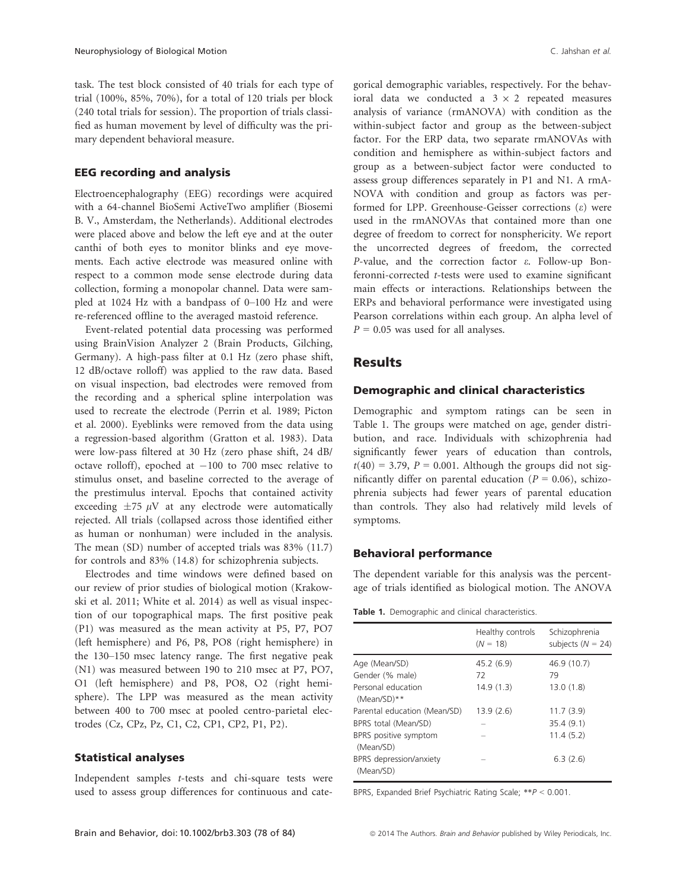task. The test block consisted of 40 trials for each type of trial (100%, 85%, 70%), for a total of 120 trials per block (240 total trials for session). The proportion of trials classified as human movement by level of difficulty was the primary dependent behavioral measure.

### EEG recording and analysis

Electroencephalography (EEG) recordings were acquired with a 64-channel BioSemi ActiveTwo amplifier (Biosemi B. V., Amsterdam, the Netherlands). Additional electrodes were placed above and below the left eye and at the outer canthi of both eyes to monitor blinks and eye movements. Each active electrode was measured online with respect to a common mode sense electrode during data collection, forming a monopolar channel. Data were sampled at 1024 Hz with a bandpass of 0–100 Hz and were re-referenced offline to the averaged mastoid reference.

Event-related potential data processing was performed using BrainVision Analyzer 2 (Brain Products, Gilching, Germany). A high-pass filter at 0.1 Hz (zero phase shift, 12 dB/octave rolloff) was applied to the raw data. Based on visual inspection, bad electrodes were removed from the recording and a spherical spline interpolation was used to recreate the electrode (Perrin et al. 1989; Picton et al. 2000). Eyeblinks were removed from the data using a regression-based algorithm (Gratton et al. 1983). Data were low-pass filtered at 30 Hz (zero phase shift, 24 dB/octave rolloff), epoched at −100 to 700 msec relative to stimulus onset, and baseline corrected to the average of the prestimulus interval. Epochs that contained activity exceeding ±75 $\mu$V at any electrode were automatically rejected. All trials (collapsed across those identified either as human or nonhuman) were included in the analysis. The mean (SD) number of accepted trials was 83% (11.7) for controls and 83% (14.8) for schizophrenia subjects.

Electrodes and time windows were defined based on our review of prior studies of biological motion (Krakowski et al. 2011; White et al. 2014) as well as visual inspection of our topographical maps. The first positive peak (P1) was measured as the mean activity at P5, P7, PO7 (left hemisphere) and P6, P8, PO8 (right hemisphere) in the 130–150 msec latency range. The first negative peak (N1) was measured between 190 to 210 msec at P7, PO7, O1 (left hemisphere) and P8, PO8, O2 (right hemisphere). The LPP was measured as the mean activity between 400 to 700 msec at pooled centro-parietal electrodes (Cz, CPz, Pz, C1, C2, CP1, CP2, P1, P2).

### Statistical analyses

Independent samples *t*-tests and chi-square tests were used to assess group differences for continuous and categorical demographic variables, respectively. For the behavioral data we conducted a 3 × 2 repeated measures analysis of variance (rmANOVA) with condition as the within-subject factor and group as the between-subject factor. For the ERP data, two separate rmANOVAs with condition and hemisphere as within-subject factors and group as a between-subject factor were conducted to assess group differences separately in P1 and N1. A rmANOVA with condition and group as factors was performed for LPP. Greenhouse-Geisser corrections ($\varepsilon$) were used in the rmANOVAs that contained more than one degree of freedom to correct for nonsphericity. We report the uncorrected degrees of freedom, the corrected *P*-value, and the correction factor $\varepsilon$. Follow-up Bonferonni-corrected *t*-tests were used to examine significant main effects or interactions. Relationships between the ERPs and behavioral performance were investigated using Pearson correlations within each group. An alpha level of $P = 0.05$ was used for all analyses.

## Results

### Demographic and clinical characteristics

Demographic and symptom ratings can be seen in Table 1. The groups were matched on age, gender distribution, and race. Individuals with schizophrenia had significantly fewer years of education than controls, $t(40) = 3.79$, $P = 0.001$. Although the groups did not significantly differ on parental education ($P = 0.06$), schizophrenia subjects had fewer years of parental education than controls. They also had relatively mild levels of symptoms.

### Behavioral performance

The dependent variable for this analysis was the percentage of trials identified as biological motion. The ANOVA

**Table 1.** Demographic and clinical characteristics.

| | Healthy controls ($N$ = 18) | Schizophrenia subjects ($N$ = 24) |
|---|---|---|
| Age (Mean/SD) | 45.2 (6.9) | 46.9 (10.7) |
| Gender (% male) | 72 | 79 |
| Personal education (Mean/SD)** | 14.9 (1.3) | 13.0 (1.8) |
| Parental education (Mean/SD) | 13.9 (2.6) | 11.7 (3.9) |
| BPRS total (Mean/SD) | – | 35.4 (9.1) |
| BPRS positive symptom (Mean/SD) | – | 11.4 (5.2) |
| BPRS depression/anxiety (Mean/SD) | – | 6.3 (2.6) |

BPRS, Expanded Brief Psychiatric Rating Scale; **$P < 0.001$.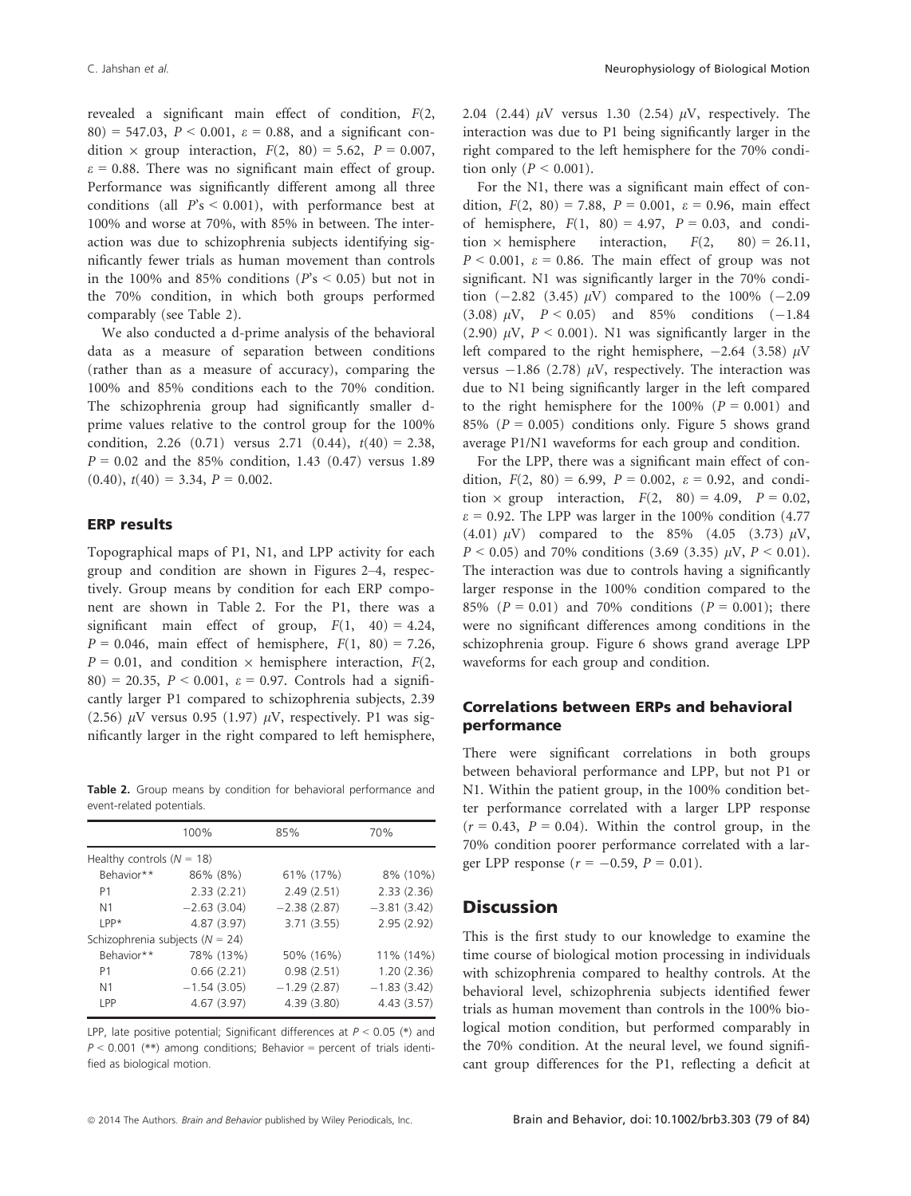revealed a significant main effect of condition, $F(2, 80) = 547.03$, $P < 0.001$, $\varepsilon = 0.88$, and a significant condition × group interaction, $F(2, 80) = 5.62$, $P = 0.007$, $\varepsilon = 0.88$. There was no significant main effect of group. Performance was significantly different among all three conditions (all $P$'s $< 0.001$), with performance best at 100% and worse at 70%, with 85% in between. The interaction was due to schizophrenia subjects identifying significantly fewer trials as human movement than controls in the 100% and 85% conditions ($P$'s $< 0.05$) but not in the 70% condition, in which both groups performed comparably (see Table 2).

We also conducted a d-prime analysis of the behavioral data as a measure of separation between conditions (rather than as a measure of accuracy), comparing the 100% and 85% conditions each to the 70% condition. The schizophrenia group had significantly smaller d-prime values relative to the control group for the 100% condition, 2.26 (0.71) versus 2.71 (0.44), $t(40) = 2.38$, $P = 0.02$ and the 85% condition, 1.43 (0.47) versus 1.89 (0.40), $t(40) = 3.34$, $P = 0.002$.

### ERP results

Topographical maps of P1, N1, and LPP activity for each group and condition are shown in Figures 2–4, respectively. Group means by condition for each ERP component are shown in Table 2. For the P1, there was a significant main effect of group, $F(1, 40) = 4.24$, $P = 0.046$, main effect of hemisphere, $F(1, 80) = 7.26$, $P = 0.01$, and condition × hemisphere interaction, $F(2, 80) = 20.35$, $P < 0.001$, $\varepsilon = 0.97$. Controls had a significantly larger P1 compared to schizophrenia subjects, 2.39 (2.56) $\mu$V versus 0.95 (1.97) $\mu$V, respectively. P1 was significantly larger in the right compared to left hemisphere, 2.04 (2.44) $\mu$V versus 1.30 (2.54) $\mu$V, respectively. The interaction was due to P1 being significantly larger in the right compared to the left hemisphere for the 70% condition only ($P < 0.001$).

For the N1, there was a significant main effect of condition, $F(2, 80) = 7.88$, $P = 0.001$, $\varepsilon = 0.96$, main effect of hemisphere, $F(1, 80) = 4.97$, $P = 0.03$, and condition × hemisphere interaction, $F(2, 80) = 26.11$, $P < 0.001$, $\varepsilon = 0.86$. The main effect of group was not significant. N1 was significantly larger in the 70% condition (−2.82 (3.45) $\mu$V) compared to the 100% (−2.09 (3.08) $\mu$V, $P < 0.05$) and 85% conditions (−1.84 (2.90) $\mu$V, $P < 0.001$). N1 was significantly larger in the left compared to the right hemisphere, −2.64 (3.58) $\mu$V versus −1.86 (2.78) $\mu$V, respectively. The interaction was due to N1 being significantly larger in the left compared to the right hemisphere for the 100% ($P = 0.001$) and 85% ($P = 0.005$) conditions only. Figure 5 shows grand average P1/N1 waveforms for each group and condition.

For the LPP, there was a significant main effect of condition, $F(2, 80) = 6.99$, $P = 0.002$, $\varepsilon = 0.92$, and condition × group interaction, $F(2, 80) = 4.09$, $P = 0.02$, $\varepsilon = 0.92$. The LPP was larger in the 100% condition (4.77 (4.01) $\mu$V) compared to the 85% (4.05 (3.73) $\mu$V, $P < 0.05$) and 70% conditions (3.69 (3.35) $\mu$V, $P < 0.01$). The interaction was due to controls having a significantly larger response in the 100% condition compared to the 85% ($P = 0.01$) and 70% conditions ($P = 0.001$); there were no significant differences among conditions in the schizophrenia group. Figure 6 shows grand average LPP waveforms for each group and condition.

**Table 2.** Group means by condition for behavioral performance and event-related potentials.

| | 100% | 85% | 70% |
|---|---|---|---|
| Healthy controls ($N = 18$) | | | |
| Behavior** | 86% (8%) | 61% (17%) | 8% (10%) |
| P1 | 2.33 (2.21) | 2.49 (2.51) | 2.33 (2.36) |
| N1 | −2.63 (3.04) | −2.38 (2.87) | −3.81 (3.42) |
| LPP* | 4.87 (3.97) | 3.71 (3.55) | 2.95 (2.92) |
| Schizophrenia subjects ($N = 24$) | | | |
| Behavior** | 78% (13%) | 50% (16%) | 11% (14%) |
| P1 | 0.66 (2.21) | 0.98 (2.51) | 1.20 (2.36) |
| N1 | −1.54 (3.05) | −1.29 (2.87) | −1.83 (3.42) |
| LPP | 4.67 (3.97) | 4.39 (3.80) | 4.43 (3.57) |

LPP, late positive potential; Significant differences at $P < 0.05$ (*) and $P < 0.001$ (**) among conditions; Behavior = percent of trials identified as biological motion.

### Correlations between ERPs and behavioral performance

There were significant correlations in both groups between behavioral performance and LPP, but not P1 or N1. Within the patient group, in the 100% condition better performance correlated with a larger LPP response ($r = 0.43$, $P = 0.04$). Within the control group, in the 70% condition poorer performance correlated with a larger LPP response ($r = -0.59$, $P = 0.01$).

## Discussion

This is the first study to our knowledge to examine the time course of biological motion processing in individuals with schizophrenia compared to healthy controls. At the behavioral level, schizophrenia subjects identified fewer trials as human movement than controls in the 100% biological motion condition, but performed comparably in the 70% condition. At the neural level, we found significant group differences for the P1, reflecting a deficit at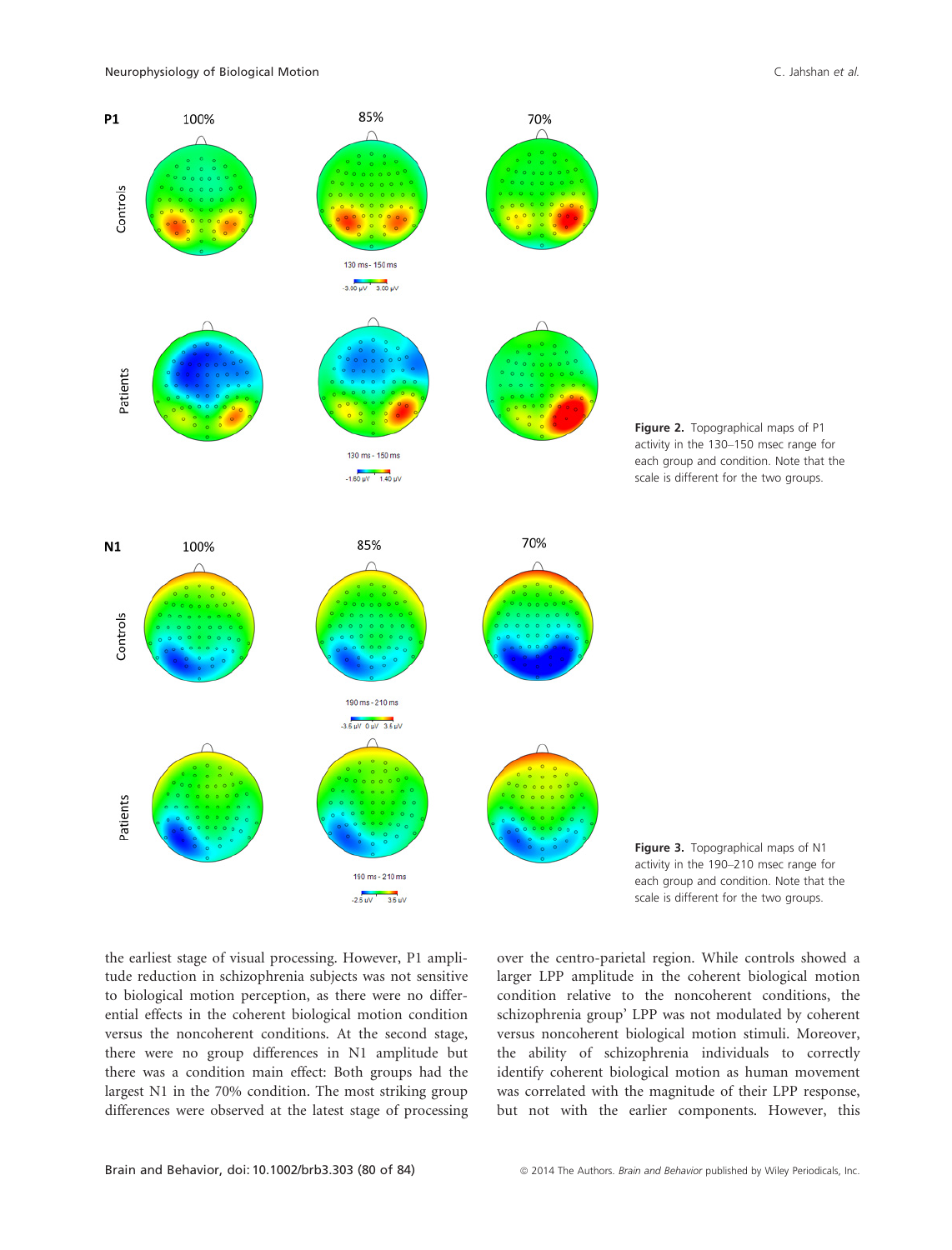**Figure 2.** Topographical maps of P1 activity in the 130–150 msec range for each group and condition. Note that the scale is different for the two groups.

**Figure 3.** Topographical maps of N1 activity in the 190–210 msec range for each group and condition. Note that the scale is different for the two groups.

the earliest stage of visual processing. However, P1 amplitude reduction in schizophrenia subjects was not sensitive to biological motion perception, as there were no differential effects in the coherent biological motion condition versus the noncoherent conditions. At the second stage, there were no group differences in N1 amplitude but there was a condition main effect: Both groups had the largest N1 in the 70% condition. The most striking group differences were observed at the latest stage of processing over the centro-parietal region. While controls showed a larger LPP amplitude in the coherent biological motion condition relative to the noncoherent conditions, the schizophrenia group' LPP was not modulated by coherent versus noncoherent biological motion stimuli. Moreover, the ability of schizophrenia individuals to correctly identify coherent biological motion as human movement was correlated with the magnitude of their LPP response, but not with the earlier components. However, this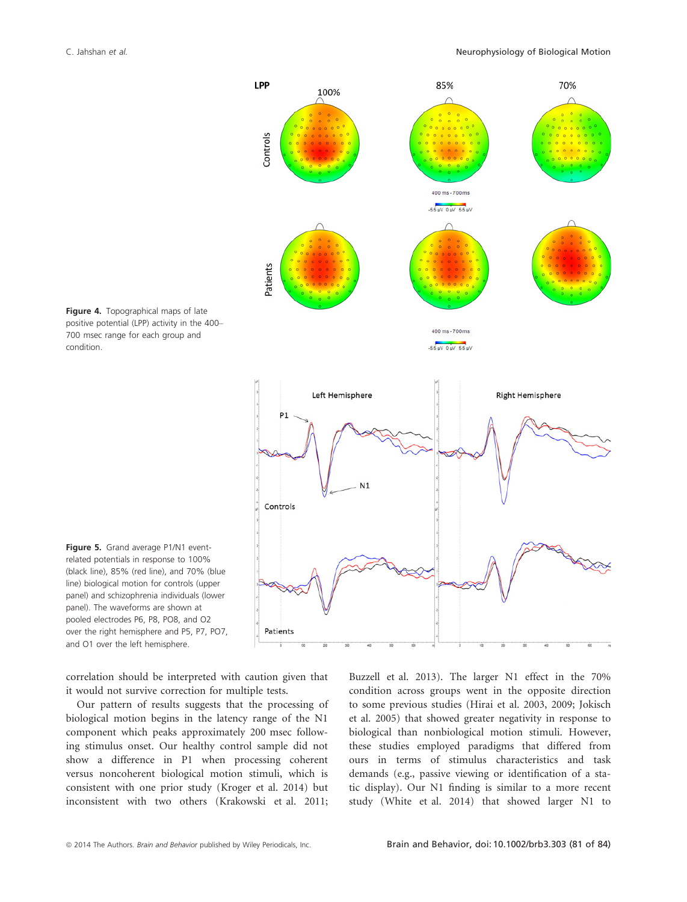**Figure 4.** Topographical maps of late positive potential (LPP) activity in the 400–700 msec range for each group and condition.

**Figure 5.** Grand average P1/N1 event-related potentials in response to 100% (black line), 85% (red line), and 70% (blue line) biological motion for controls (upper panel) and schizophrenia individuals (lower panel). The waveforms are shown at pooled electrodes P6, P8, PO8, and O2 over the right hemisphere and P5, P7, PO7, and O1 over the left hemisphere.

correlation should be interpreted with caution given that it would not survive correction for multiple tests.

Our pattern of results suggests that the processing of biological motion begins in the latency range of the N1 component which peaks approximately 200 msec following stimulus onset. Our healthy control sample did not show a difference in P1 when processing coherent versus noncoherent biological motion stimuli, which is consistent with one prior study (Kroger et al. 2014) but inconsistent with two others (Krakowski et al. 2011; Buzzell et al. 2013). The larger N1 effect in the 70% condition across groups went in the opposite direction to some previous studies (Hirai et al. 2003, 2009; Jokisch et al. 2005) that showed greater negativity in response to biological than nonbiological motion stimuli. However, these studies employed paradigms that differed from ours in terms of stimulus characteristics and task demands (e.g., passive viewing or identification of a static display). Our N1 finding is similar to a more recent study (White et al. 2014) that showed larger N1 to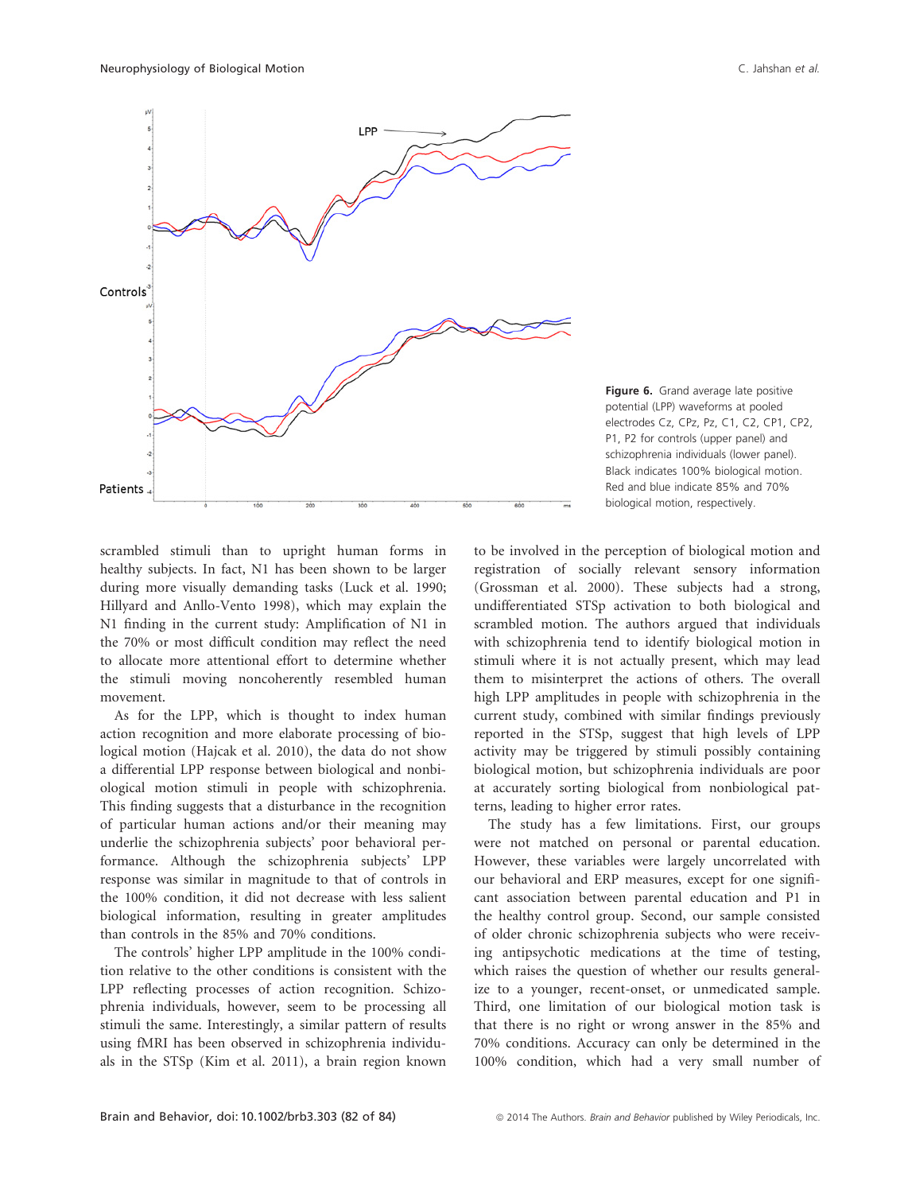Figure 6. Grand average late positive potential (LPP) waveforms at pooled electrodes Cz, CPz, Pz, C1, C2, CP1, CP2, P1, P2 for controls (upper panel) and schizophrenia individuals (lower panel). Black indicates 100% biological motion. Red and blue indicate 85% and 70% biological motion, respectively.

scrambled stimuli than to upright human forms in healthy subjects. In fact, N1 has been shown to be larger during more visually demanding tasks (Luck et al. 1990; Hillyard and Anllo-Vento 1998), which may explain the N1 finding in the current study: Amplification of N1 in the 70% or most difficult condition may reflect the need to allocate more attentional effort to determine whether the stimuli moving noncoherently resembled human movement.

As for the LPP, which is thought to index human action recognition and more elaborate processing of biological motion (Hajcak et al. 2010), the data do not show a differential LPP response between biological and nonbiological motion stimuli in people with schizophrenia. This finding suggests that a disturbance in the recognition of particular human actions and/or their meaning may underlie the schizophrenia subjects' poor behavioral performance. Although the schizophrenia subjects' LPP response was similar in magnitude to that of controls in the 100% condition, it did not decrease with less salient biological information, resulting in greater amplitudes than controls in the 85% and 70% conditions.

The controls' higher LPP amplitude in the 100% condition relative to the other conditions is consistent with the LPP reflecting processes of action recognition. Schizophrenia individuals, however, seem to be processing all stimuli the same. Interestingly, a similar pattern of results using fMRI has been observed in schizophrenia individuals in the STSp (Kim et al. 2011), a brain region known to be involved in the perception of biological motion and registration of socially relevant sensory information (Grossman et al. 2000). These subjects had a strong, undifferentiated STSp activation to both biological and scrambled motion. The authors argued that individuals with schizophrenia tend to identify biological motion in stimuli where it is not actually present, which may lead them to misinterpret the actions of others. The overall high LPP amplitudes in people with schizophrenia in the current study, combined with similar findings previously reported in the STSp, suggest that high levels of LPP activity may be triggered by stimuli possibly containing biological motion, but schizophrenia individuals are poor at accurately sorting biological from nonbiological patterns, leading to higher error rates.

The study has a few limitations. First, our groups were not matched on personal or parental education. However, these variables were largely uncorrelated with our behavioral and ERP measures, except for one significant association between parental education and P1 in the healthy control group. Second, our sample consisted of older chronic schizophrenia subjects who were receiving antipsychotic medications at the time of testing, which raises the question of whether our results generalize to a younger, recent-onset, or unmedicated sample. Third, one limitation of our biological motion task is that there is no right or wrong answer in the 85% and 70% conditions. Accuracy can only be determined in the 100% condition, which had a very small number of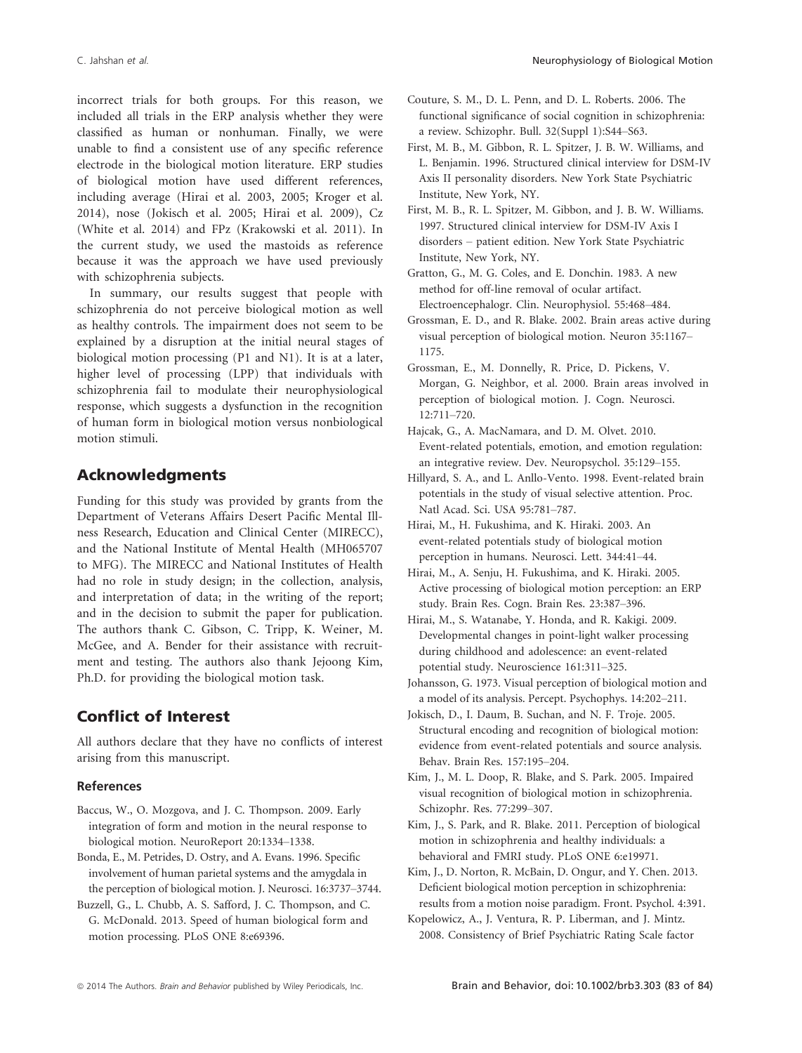incorrect trials for both groups. For this reason, we included all trials in the ERP analysis whether they were classified as human or nonhuman. Finally, we were unable to find a consistent use of any specific reference electrode in the biological motion literature. ERP studies of biological motion have used different references, including average (Hirai et al. 2003, 2005; Kroger et al. 2014), nose (Jokisch et al. 2005; Hirai et al. 2009), Cz (White et al. 2014) and FPz (Krakowski et al. 2011). In the current study, we used the mastoids as reference because it was the approach we have used previously with schizophrenia subjects.

In summary, our results suggest that people with schizophrenia do not perceive biological motion as well as healthy controls. The impairment does not seem to be explained by a disruption at the initial neural stages of biological motion processing (P1 and N1). It is at a later, higher level of processing (LPP) that individuals with schizophrenia fail to modulate their neurophysiological response, which suggests a dysfunction in the recognition of human form in biological motion versus nonbiological motion stimuli.

## Acknowledgments

Funding for this study was provided by grants from the Department of Veterans Affairs Desert Pacific Mental Illness Research, Education and Clinical Center (MIRECC), and the National Institute of Mental Health (MH065707 to MFG). The MIRECC and National Institutes of Health had no role in study design; in the collection, analysis, and interpretation of data; in the writing of the report; and in the decision to submit the paper for publication. The authors thank C. Gibson, C. Tripp, K. Weiner, M. McGee, and A. Bender for their assistance with recruitment and testing. The authors also thank Jejoong Kim, Ph.D. for providing the biological motion task.

## Conflict of Interest

All authors declare that they have no conflicts of interest arising from this manuscript.

### References

Baccus, W., O. Mozgova, and J. C. Thompson. 2009. Early integration of form and motion in the neural response to biological motion. NeuroReport 20:1334–1338.

Bonda, E., M. Petrides, D. Ostry, and A. Evans. 1996. Specific involvement of human parietal systems and the amygdala in the perception of biological motion. J. Neurosci. 16:3737–3744.

Buzzell, G., L. Chubb, A. S. Safford, J. C. Thompson, and C. G. McDonald. 2013. Speed of human biological form and motion processing. PLoS ONE 8:e69396.

Couture, S. M., D. L. Penn, and D. L. Roberts. 2006. The functional significance of social cognition in schizophrenia: a review. Schizophr. Bull. 32(Suppl 1):S44–S63.

First, M. B., M. Gibbon, R. L. Spitzer, J. B. W. Williams, and L. Benjamin. 1996. Structured clinical interview for DSM-IV Axis II personality disorders. New York State Psychiatric Institute, New York, NY.

First, M. B., R. L. Spitzer, M. Gibbon, and J. B. W. Williams. 1997. Structured clinical interview for DSM-IV Axis I disorders – patient edition. New York State Psychiatric Institute, New York, NY.

Gratton, G., M. G. Coles, and E. Donchin. 1983. A new method for off-line removal of ocular artifact. Electroencephalogr. Clin. Neurophysiol. 55:468–484.

Grossman, E. D., and R. Blake. 2002. Brain areas active during visual perception of biological motion. Neuron 35:1167–1175.

Grossman, E., M. Donnelly, R. Price, D. Pickens, V. Morgan, G. Neighbor, et al. 2000. Brain areas involved in perception of biological motion. J. Cogn. Neurosci. 12:711–720.

Hajcak, G., A. MacNamara, and D. M. Olvet. 2010. Event-related potentials, emotion, and emotion regulation: an integrative review. Dev. Neuropsychol. 35:129–155.

Hillyard, S. A., and L. Anllo-Vento. 1998. Event-related brain potentials in the study of visual selective attention. Proc. Natl Acad. Sci. USA 95:781–787.

Hirai, M., H. Fukushima, and K. Hiraki. 2003. An event-related potentials study of biological motion perception in humans. Neurosci. Lett. 344:41–44.

Hirai, M., A. Senju, H. Fukushima, and K. Hiraki. 2005. Active processing of biological motion perception: an ERP study. Brain Res. Cogn. Brain Res. 23:387–396.

Hirai, M., S. Watanabe, Y. Honda, and R. Kakigi. 2009. Developmental changes in point-light walker processing during childhood and adolescence: an event-related potential study. Neuroscience 161:311–325.

Johansson, G. 1973. Visual perception of biological motion and a model of its analysis. Percept. Psychophys. 14:202–211.

Jokisch, D., I. Daum, B. Suchan, and N. F. Troje. 2005. Structural encoding and recognition of biological motion: evidence from event-related potentials and source analysis. Behav. Brain Res. 157:195–204.

Kim, J., M. L. Doop, R. Blake, and S. Park. 2005. Impaired visual recognition of biological motion in schizophrenia. Schizophr. Res. 77:299–307.

Kim, J., S. Park, and R. Blake. 2011. Perception of biological motion in schizophrenia and healthy individuals: a behavioral and FMRI study. PLoS ONE 6:e19971.

Kim, J., D. Norton, R. McBain, D. Ongur, and Y. Chen. 2013. Deficient biological motion perception in schizophrenia: results from a motion noise paradigm. Front. Psychol. 4:391.

Kopelowicz, A., J. Ventura, R. P. Liberman, and J. Mintz. 2008. Consistency of Brief Psychiatric Rating Scale factor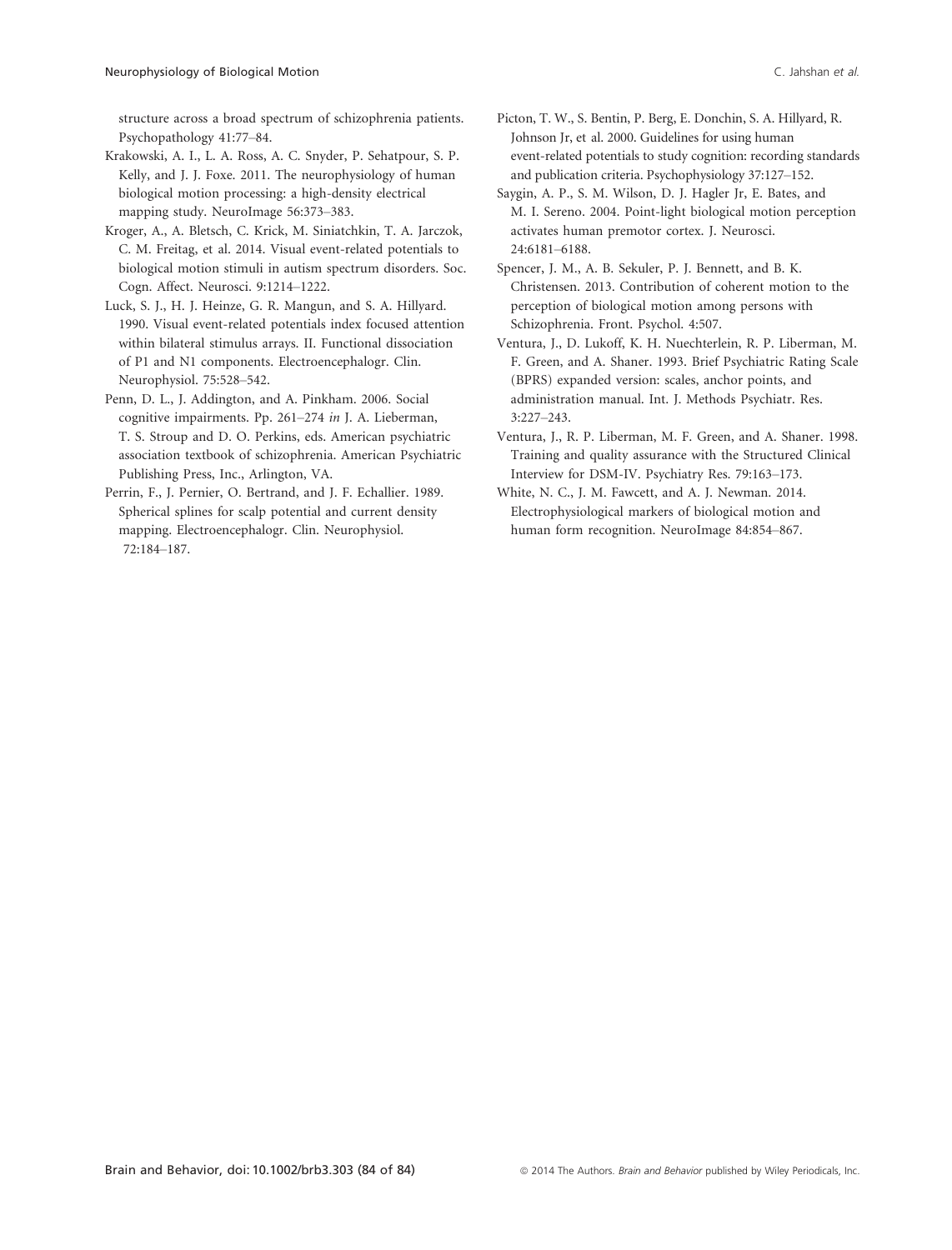structure across a broad spectrum of schizophrenia patients. Psychopathology 41:77–84.

Krakowski, A. I., L. A. Ross, A. C. Snyder, P. Sehatpour, S. P. Kelly, and J. J. Foxe. 2011. The neurophysiology of human biological motion processing: a high-density electrical mapping study. NeuroImage 56:373–383.

Kroger, A., A. Bletsch, C. Krick, M. Siniatchkin, T. A. Jarczok, C. M. Freitag, et al. 2014. Visual event-related potentials to biological motion stimuli in autism spectrum disorders. Soc. Cogn. Affect. Neurosci. 9:1214–1222.

Luck, S. J., H. J. Heinze, G. R. Mangun, and S. A. Hillyard. 1990. Visual event-related potentials index focused attention within bilateral stimulus arrays. II. Functional dissociation of P1 and N1 components. Electroencephalogr. Clin. Neurophysiol. 75:528–542.

Penn, D. L., J. Addington, and A. Pinkham. 2006. Social cognitive impairments. Pp. 261–274 *in* J. A. Lieberman, T. S. Stroup and D. O. Perkins, eds. American psychiatric association textbook of schizophrenia. American Psychiatric Publishing Press, Inc., Arlington, VA.

Perrin, F., J. Pernier, O. Bertrand, and J. F. Echallier. 1989. Spherical splines for scalp potential and current density mapping. Electroencephalogr. Clin. Neurophysiol. 72:184–187.

Picton, T. W., S. Bentin, P. Berg, E. Donchin, S. A. Hillyard, R. Johnson Jr, et al. 2000. Guidelines for using human event-related potentials to study cognition: recording standards and publication criteria. Psychophysiology 37:127–152.

Saygin, A. P., S. M. Wilson, D. J. Hagler Jr, E. Bates, and M. I. Sereno. 2004. Point-light biological motion perception activates human premotor cortex. J. Neurosci. 24:6181–6188.

Spencer, J. M., A. B. Sekuler, P. J. Bennett, and B. K. Christensen. 2013. Contribution of coherent motion to the perception of biological motion among persons with Schizophrenia. Front. Psychol. 4:507.

Ventura, J., D. Lukoff, K. H. Nuechterlein, R. P. Liberman, M. F. Green, and A. Shaner. 1993. Brief Psychiatric Rating Scale (BPRS) expanded version: scales, anchor points, and administration manual. Int. J. Methods Psychiatr. Res. 3:227–243.

Ventura, J., R. P. Liberman, M. F. Green, and A. Shaner. 1998. Training and quality assurance with the Structured Clinical Interview for DSM-IV. Psychiatry Res. 79:163–173.

White, N. C., J. M. Fawcett, and A. J. Newman. 2014. Electrophysiological markers of biological motion and human form recognition. NeuroImage 84:854–867.